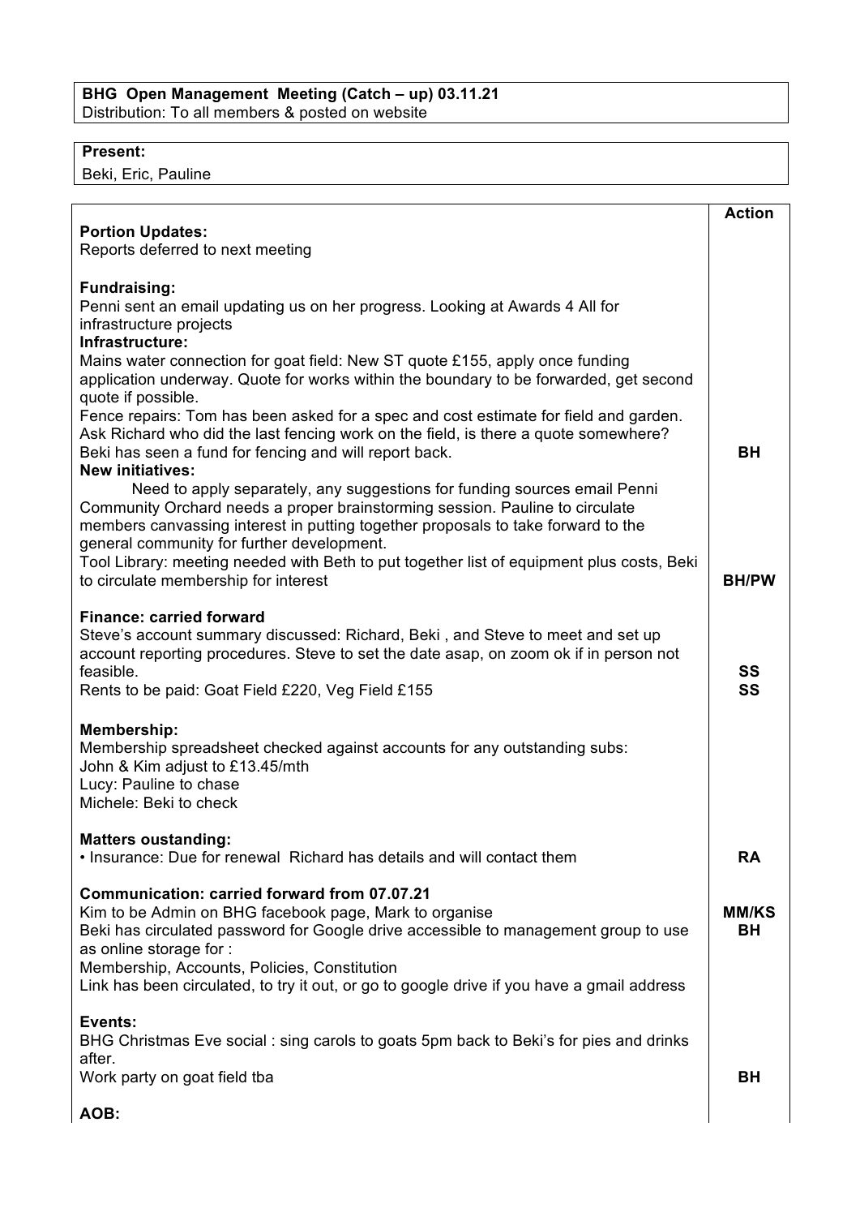**BHG Open Management Meeting (Catch – up) 03.11.21**
Distribution: To all members & posted on website

**Present:**
Beki, Eric, Pauline

| | **Action** |
|---|---|
| **Portion Updates:**<br>Reports deferred to next meeting | |
| **Fundraising:**<br>Penni sent an email updating us on her progress. Looking at Awards 4 All for infrastructure projects | |
| **Infrastructure:**<br>Mains water connection for goat field: New ST quote £155, apply once funding application underway. Quote for works within the boundary to be forwarded, get second quote if possible.<br>Fence repairs: Tom has been asked for a spec and cost estimate for field and garden. Ask Richard who did the last fencing work on the field, is there a quote somewhere? Beki has seen a fund for fencing and will report back. | BH |
| **New initiatives:**<br>Need to apply separately, any suggestions for funding sources email Penni<br>Community Orchard needs a proper brainstorming session. Pauline to circulate members canvassing interest in putting together proposals to take forward to the general community for further development.<br>Tool Library: meeting needed with Beth to put together list of equipment plus costs, Beki to circulate membership for interest | BH/PW |
| **Finance: carried forward**<br>Steve's account summary discussed: Richard, Beki , and Steve to meet and set up account reporting procedures. Steve to set the date asap, on zoom ok if in person not feasible. | SS |
| Rents to be paid: Goat Field £220, Veg Field £155 | SS |
| **Membership:**<br>Membership spreadsheet checked against accounts for any outstanding subs:<br>John & Kim adjust to £13.45/mth<br>Lucy: Pauline to chase<br>Michele: Beki to check | |
| **Matters oustanding:**<br>• Insurance: Due for renewal Richard has details and will contact them | RA |
| **Communication: carried forward from 07.07.21**<br>Kim to be Admin on BHG facebook page, Mark to organise | MM/KS |
| Beki has circulated password for Google drive accessible to management group to use as online storage for :<br>Membership, Accounts, Policies, Constitution<br>Link has been circulated, to try it out, or go to google drive if you have a gmail address | BH |
| **Events:**<br>BHG Christmas Eve social : sing carols to goats 5pm back to Beki's for pies and drinks after.<br>Work party on goat field tba | BH |
| **AOB:** | |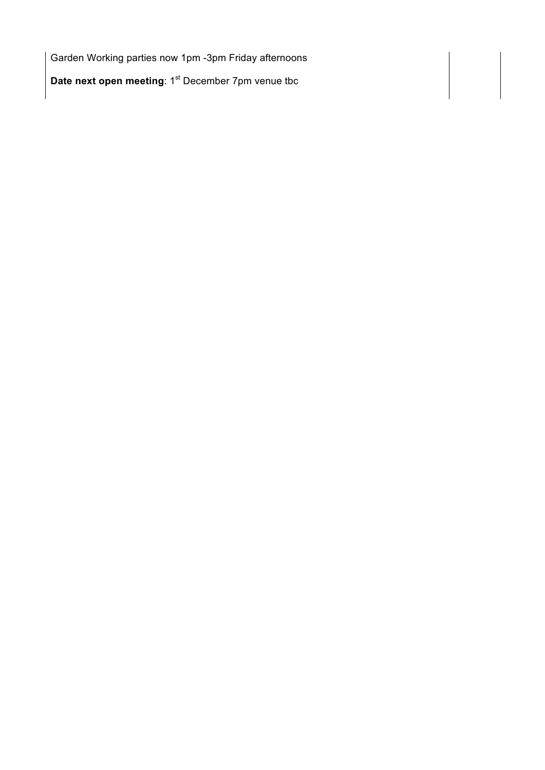Garden Working parties now 1pm -3pm Friday afternoons

**Date next open meeting**: 1st December 7pm venue tbc